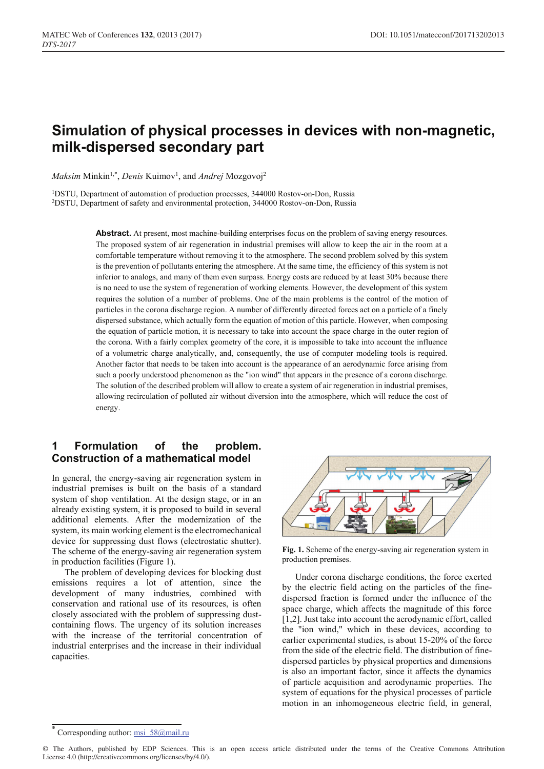# Simulation of physical processes in devices with non-magnetic, milk-dispersed secondary part

*Maksim* Minkin[1,*], *Denis* Kuimov[1], and *Andrej* Mozgovoj[2]

[1]DSTU, Department of automation of production processes, 344000 Rostov-on-Don, Russia
[2]DSTU, Department of safety and environmental protection, 344000 Rostov-on-Don, Russia

**Abstract.** At present, most machine-building enterprises focus on the problem of saving energy resources. The proposed system of air regeneration in industrial premises will allow to keep the air in the room at a comfortable temperature without removing it to the atmosphere. The second problem solved by this system is the prevention of pollutants entering the atmosphere. At the same time, the efficiency of this system is not inferior to analogs, and many of them even surpass. Energy costs are reduced by at least 30% because there is no need to use the system of regeneration of working elements. However, the development of this system requires the solution of a number of problems. One of the main problems is the control of the motion of particles in the corona discharge region. A number of differently directed forces act on a particle of a finely dispersed substance, which actually form the equation of motion of this particle. However, when composing the equation of particle motion, it is necessary to take into account the space charge in the outer region of the corona. With a fairly complex geometry of the core, it is impossible to take into account the influence of a volumetric charge analytically, and, consequently, the use of computer modeling tools is required. Another factor that needs to be taken into account is the appearance of an aerodynamic force arising from such a poorly understood phenomenon as the "ion wind" that appears in the presence of a corona discharge. The solution of the described problem will allow to create a system of air regeneration in industrial premises, allowing recirculation of polluted air without diversion into the atmosphere, which will reduce the cost of energy.

## 1 Formulation of the problem. Construction of a mathematical model

In general, the energy-saving air regeneration system in industrial premises is built on the basis of a standard system of shop ventilation. At the design stage, or in an already existing system, it is proposed to build in several additional elements. After the modernization of the system, its main working element is the electromechanical device for suppressing dust flows (electrostatic shutter). The scheme of the energy-saving air regeneration system in production facilities (Figure 1).

The problem of developing devices for blocking dust emissions requires a lot of attention, since the development of many industries, combined with conservation and rational use of its resources, is often closely associated with the problem of suppressing dust-containing flows. The urgency of its solution increases with the increase of the territorial concentration of industrial enterprises and the increase in their individual capacities.

**Fig. 1.** Scheme of the energy-saving air regeneration system in production premises.

Under corona discharge conditions, the force exerted by the electric field acting on the particles of the fine-dispersed fraction is formed under the influence of the space charge, which affects the magnitude of this force [1,2]. Just take into account the aerodynamic effort, called the "ion wind," which in these devices, according to earlier experimental studies, is about 15-20% of the force from the side of the electric field. The distribution of fine-dispersed particles by physical properties and dimensions is also an important factor, since it affects the dynamics of particle acquisition and aerodynamic properties. The system of equations for the physical processes of particle motion in an inhomogeneous electric field, in general,

* Corresponding author: msi_58@mail.ru

© The Authors, published by EDP Sciences. This is an open access article distributed under the terms of the Creative Commons Attribution License 4.0 (http://creativecommons.org/licenses/by/4.0/).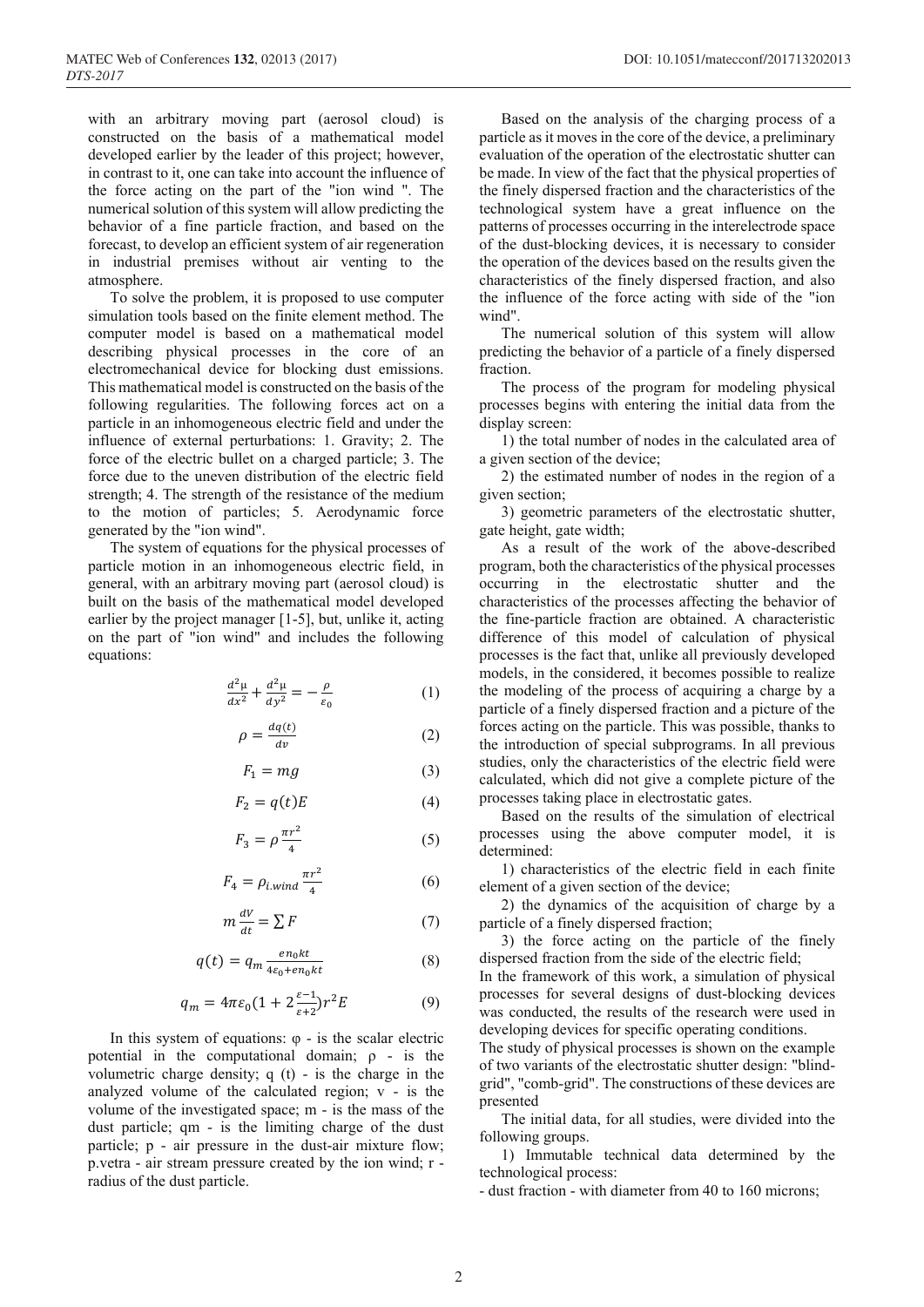with an arbitrary moving part (aerosol cloud) is constructed on the basis of a mathematical model developed earlier by the leader of this project; however, in contrast to it, one can take into account the influence of the force acting on the part of the "ion wind ". The numerical solution of this system will allow predicting the behavior of a fine particle fraction, and based on the forecast, to develop an efficient system of air regeneration in industrial premises without air venting to the atmosphere.

To solve the problem, it is proposed to use computer simulation tools based on the finite element method. The computer model is based on a mathematical model describing physical processes in the core of an electromechanical device for blocking dust emissions. This mathematical model is constructed on the basis of the following regularities. The following forces act on a particle in an inhomogeneous electric field and under the influence of external perturbations: 1. Gravity; 2. The force of the electric bullet on a charged particle; 3. The force due to the uneven distribution of the electric field strength; 4. The strength of the resistance of the medium to the motion of particles; 5. Aerodynamic force generated by the "ion wind".

The system of equations for the physical processes of particle motion in an inhomogeneous electric field, in general, with an arbitrary moving part (aerosol cloud) is built on the basis of the mathematical model developed earlier by the project manager [1-5], but, unlike it, acting on the part of "ion wind" and includes the following equations:

$$\frac{d^2\mu}{dx^2}+\frac{d^2\mu}{dy^2}=-\frac{\rho}{\varepsilon_0} \quad (1)$$

$$\rho=\frac{dq(t)}{dv} \quad (2)$$

$$F_1=mg \quad (3)$$

$$F_2=q(t)E \quad (4)$$

$$F_3=\rho\frac{\pi r^2}{4} \quad (5)$$

$$F_4=\rho_{i.wind}\frac{\pi r^2}{4} \quad (6)$$

$$m\frac{dV}{dt}=\sum F \quad (7)$$

$$q(t)=q_m\frac{en_0kt}{4\varepsilon_0+en_0kt} \quad (8)$$

$$q_m=4\pi\varepsilon_0(1+2\frac{\varepsilon-1}{\varepsilon+2})r^2E \quad (9)$$

In this system of equations: φ - is the scalar electric potential in the computational domain; ρ - is the volumetric charge density; q (t) - is the charge in the analyzed volume of the calculated region; v - is the volume of the investigated space; m - is the mass of the dust particle; qm - is the limiting charge of the dust particle; p - air pressure in the dust-air mixture flow; p.vetra - air stream pressure created by the ion wind; r - radius of the dust particle.

Based on the analysis of the charging process of a particle as it moves in the core of the device, a preliminary evaluation of the operation of the electrostatic shutter can be made. In view of the fact that the physical properties of the finely dispersed fraction and the characteristics of the technological system have a great influence on the patterns of processes occurring in the interelectrode space of the dust-blocking devices, it is necessary to consider the operation of the devices based on the results given the characteristics of the finely dispersed fraction, and also the influence of the force acting with side of the "ion wind".

The numerical solution of this system will allow predicting the behavior of a particle of a finely dispersed fraction.

The process of the program for modeling physical processes begins with entering the initial data from the display screen:

1) the total number of nodes in the calculated area of a given section of the device;

2) the estimated number of nodes in the region of a given section;

3) geometric parameters of the electrostatic shutter, gate height, gate width;

As a result of the work of the above-described program, both the characteristics of the physical processes occurring in the electrostatic shutter and the characteristics of the processes affecting the behavior of the fine-particle fraction are obtained. A characteristic difference of this model of calculation of physical processes is the fact that, unlike all previously developed models, in the considered, it becomes possible to realize the modeling of the process of acquiring a charge by a particle of a finely dispersed fraction and a picture of the forces acting on the particle. This was possible, thanks to the introduction of special subprograms. In all previous studies, only the characteristics of the electric field were calculated, which did not give a complete picture of the processes taking place in electrostatic gates.

Based on the results of the simulation of electrical processes using the above computer model, it is determined:

1) characteristics of the electric field in each finite element of a given section of the device;

2) the dynamics of the acquisition of charge by a particle of a finely dispersed fraction;

3) the force acting on the particle of the finely dispersed fraction from the side of the electric field;

In the framework of this work, a simulation of physical processes for several designs of dust-blocking devices was conducted, the results of the research were used in developing devices for specific operating conditions.

The study of physical processes is shown on the example of two variants of the electrostatic shutter design: "blind-grid", "comb-grid". The constructions of these devices are presented

The initial data, for all studies, were divided into the following groups.

1) Immutable technical data determined by the technological process:

- dust fraction - with diameter from 40 to 160 microns;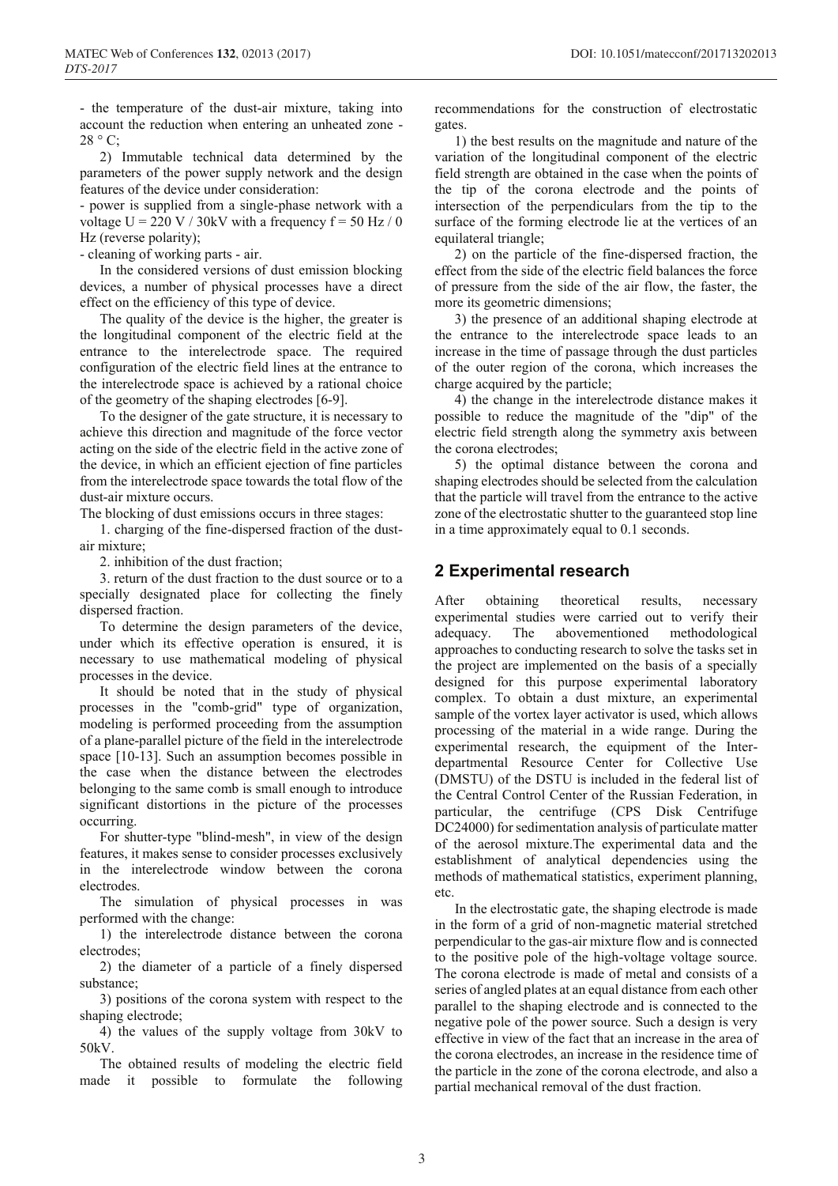- the temperature of the dust-air mixture, taking into account the reduction when entering an unheated zone - 28 ° C;

2) Immutable technical data determined by the parameters of the power supply network and the design features of the device under consideration:

- power is supplied from a single-phase network with a voltage U = 220 V / 30kV with a frequency f = 50 Hz / 0 Hz (reverse polarity);

- cleaning of working parts - air.

In the considered versions of dust emission blocking devices, a number of physical processes have a direct effect on the efficiency of this type of device.

The quality of the device is the higher, the greater is the longitudinal component of the electric field at the entrance to the interelectrode space. The required configuration of the electric field lines at the entrance to the interelectrode space is achieved by a rational choice of the geometry of the shaping electrodes [6-9].

To the designer of the gate structure, it is necessary to achieve this direction and magnitude of the force vector acting on the side of the electric field in the active zone of the device, in which an efficient ejection of fine particles from the interelectrode space towards the total flow of the dust-air mixture occurs.

The blocking of dust emissions occurs in three stages:

1. charging of the fine-dispersed fraction of the dust-air mixture;

2. inhibition of the dust fraction;

3. return of the dust fraction to the dust source or to a specially designated place for collecting the finely dispersed fraction.

To determine the design parameters of the device, under which its effective operation is ensured, it is necessary to use mathematical modeling of physical processes in the device.

It should be noted that in the study of physical processes in the "comb-grid" type of organization, modeling is performed proceeding from the assumption of a plane-parallel picture of the field in the interelectrode space [10-13]. Such an assumption becomes possible in the case when the distance between the electrodes belonging to the same comb is small enough to introduce significant distortions in the picture of the processes occurring.

For shutter-type "blind-mesh", in view of the design features, it makes sense to consider processes exclusively in the interelectrode window between the corona electrodes.

The simulation of physical processes in was performed with the change:

1) the interelectrode distance between the corona electrodes;

2) the diameter of a particle of a finely dispersed substance;

3) positions of the corona system with respect to the shaping electrode;

4) the values of the supply voltage from 30kV to 50kV.

The obtained results of modeling the electric field made it possible to formulate the following recommendations for the construction of electrostatic gates.

1) the best results on the magnitude and nature of the variation of the longitudinal component of the electric field strength are obtained in the case when the points of the tip of the corona electrode and the points of intersection of the perpendiculars from the tip to the surface of the forming electrode lie at the vertices of an equilateral triangle;

2) on the particle of the fine-dispersed fraction, the effect from the side of the electric field balances the force of pressure from the side of the air flow, the faster, the more its geometric dimensions;

3) the presence of an additional shaping electrode at the entrance to the interelectrode space leads to an increase in the time of passage through the dust particles of the outer region of the corona, which increases the charge acquired by the particle;

4) the change in the interelectrode distance makes it possible to reduce the magnitude of the "dip" of the electric field strength along the symmetry axis between the corona electrodes;

5) the optimal distance between the corona and shaping electrodes should be selected from the calculation that the particle will travel from the entrance to the active zone of the electrostatic shutter to the guaranteed stop line in a time approximately equal to 0.1 seconds.

## 2 Experimental research

After obtaining theoretical results, necessary experimental studies were carried out to verify their adequacy. The abovementioned methodological approaches to conducting research to solve the tasks set in the project are implemented on the basis of a specially designed for this purpose experimental laboratory complex. To obtain a dust mixture, an experimental sample of the vortex layer activator is used, which allows processing of the material in a wide range. During the experimental research, the equipment of the Inter-departmental Resource Center for Collective Use (DMSTU) of the DSTU is included in the federal list of the Central Control Center of the Russian Federation, in particular, the centrifuge (CPS Disk Centrifuge DC24000) for sedimentation analysis of particulate matter of the aerosol mixture.The experimental data and the establishment of analytical dependencies using the methods of mathematical statistics, experiment planning, etc.

In the electrostatic gate, the shaping electrode is made in the form of a grid of non-magnetic material stretched perpendicular to the gas-air mixture flow and is connected to the positive pole of the high-voltage voltage source. The corona electrode is made of metal and consists of a series of angled plates at an equal distance from each other parallel to the shaping electrode and is connected to the negative pole of the power source. Such a design is very effective in view of the fact that an increase in the area of the corona electrodes, an increase in the residence time of the particle in the zone of the corona electrode, and also a partial mechanical removal of the dust fraction.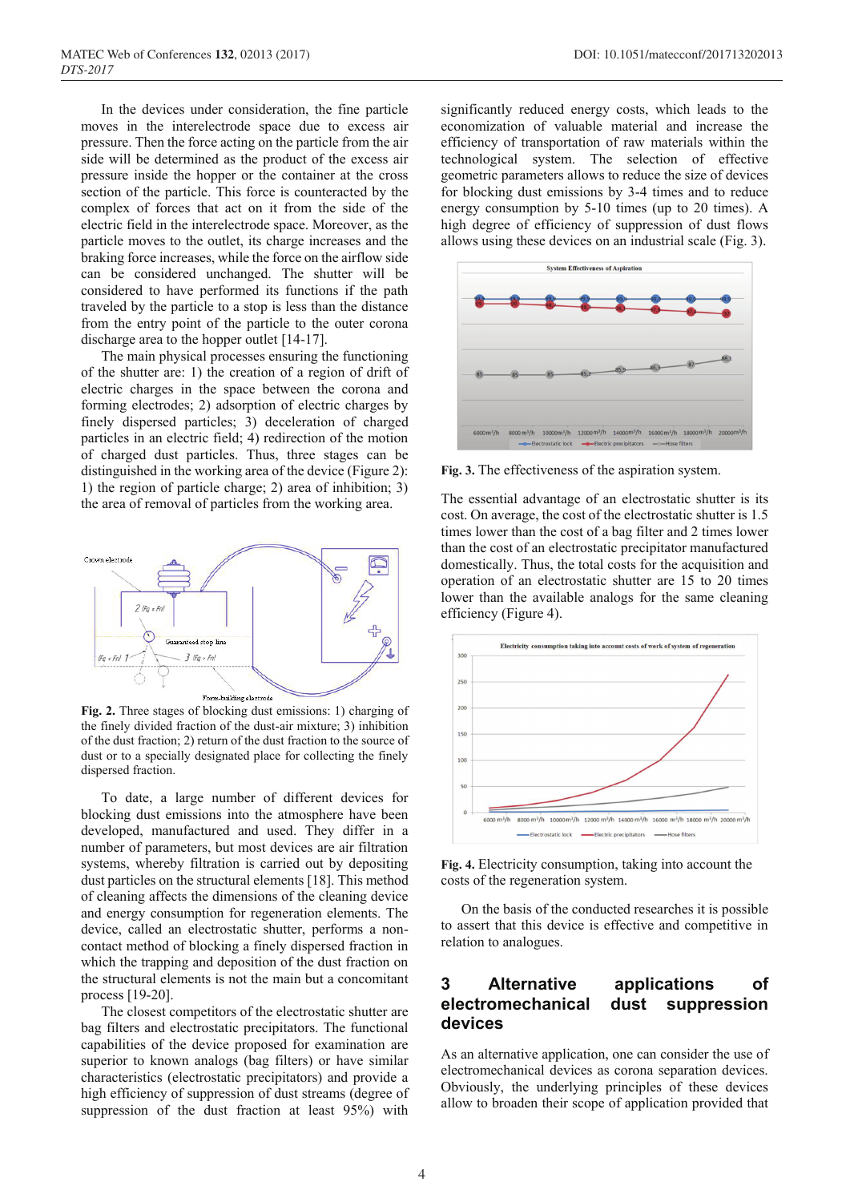In the devices under consideration, the fine particle moves in the interelectrode space due to excess air pressure. Then the force acting on the particle from the air side will be determined as the product of the excess air pressure inside the hopper or the container at the cross section of the particle. This force is counteracted by the complex of forces that act on it from the side of the electric field in the interelectrode space. Moreover, as the particle moves to the outlet, its charge increases and the braking force increases, while the force on the airflow side can be considered unchanged. The shutter will be considered to have performed its functions if the path traveled by the particle to a stop is less than the distance from the entry point of the particle to the outer corona discharge area to the hopper outlet [14-17].

The main physical processes ensuring the functioning of the shutter are: 1) the creation of a region of drift of electric charges in the space between the corona and forming electrodes; 2) adsorption of electric charges by finely dispersed particles; 3) deceleration of charged particles in an electric field; 4) redirection of the motion of charged dust particles. Thus, three stages can be distinguished in the working area of the device (Figure 2): 1) the region of particle charge; 2) area of inhibition; 3) the area of removal of particles from the working area.

**Fig. 2.** Three stages of blocking dust emissions: 1) charging of the finely divided fraction of the dust-air mixture; 3) inhibition of the dust fraction; 2) return of the dust fraction to the source of dust or to a specially designated place for collecting the finely dispersed fraction.

To date, a large number of different devices for blocking dust emissions into the atmosphere have been developed, manufactured and used. They differ in a number of parameters, but most devices are air filtration systems, whereby filtration is carried out by depositing dust particles on the structural elements [18]. This method of cleaning affects the dimensions of the cleaning device and energy consumption for regeneration elements. The device, called an electrostatic shutter, performs a non-contact method of blocking a finely dispersed fraction in which the trapping and deposition of the dust fraction on the structural elements is not the main but a concomitant process [19-20].

The closest competitors of the electrostatic shutter are bag filters and electrostatic precipitators. The functional capabilities of the device proposed for examination are superior to known analogs (bag filters) or have similar characteristics (electrostatic precipitators) and provide a high efficiency of suppression of dust streams (degree of suppression of the dust fraction at least 95%) with significantly reduced energy costs, which leads to the economization of valuable material and increase the efficiency of transportation of raw materials within the technological system. The selection of effective geometric parameters allows to reduce the size of devices for blocking dust emissions by 3-4 times and to reduce energy consumption by 5-10 times (up to 20 times). A high degree of efficiency of suppression of dust flows allows using these devices on an industrial scale (Fig. 3).

**Fig. 3.** The effectiveness of the aspiration system.

The essential advantage of an electrostatic shutter is its cost. On average, the cost of the electrostatic shutter is 1.5 times lower than the cost of a bag filter and 2 times lower than the cost of an electrostatic precipitator manufactured domestically. Thus, the total costs for the acquisition and operation of an electrostatic shutter are 15 to 20 times lower than the available analogs for the same cleaning efficiency (Figure 4).

**Fig. 4.** Electricity consumption, taking into account the costs of the regeneration system.

On the basis of the conducted researches it is possible to assert that this device is effective and competitive in relation to analogues.

## 3 Alternative applications of electromechanical dust suppression devices

As an alternative application, one can consider the use of electromechanical devices as corona separation devices. Obviously, the underlying principles of these devices allow to broaden their scope of application provided that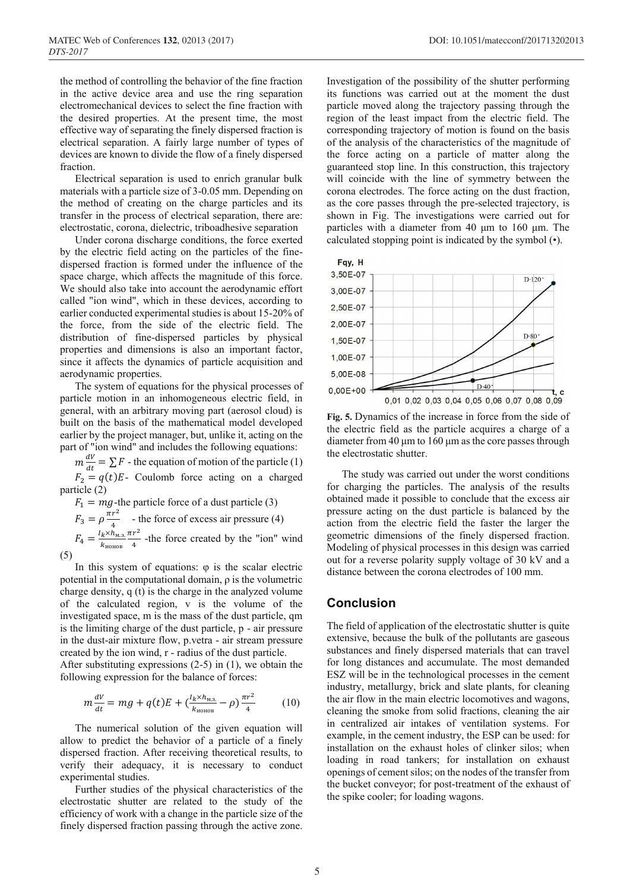the method of controlling the behavior of the fine fraction in the active device area and use the ring separation electromechanical devices to select the fine fraction with the desired properties. At the present time, the most effective way of separating the finely dispersed fraction is electrical separation. A fairly large number of types of devices are known to divide the flow of a finely dispersed fraction.

Electrical separation is used to enrich granular bulk materials with a particle size of 3-0.05 mm. Depending on the method of creating on the charge particles and its transfer in the process of electrical separation, there are: electrostatic, corona, dielectric, triboadhesive separation

Under corona discharge conditions, the force exerted by the electric field acting on the particles of the fine-dispersed fraction is formed under the influence of the space charge, which affects the magnitude of this force. We should also take into account the aerodynamic effort called "ion wind", which in these devices, according to earlier conducted experimental studies is about 15-20% of the force, from the side of the electric field. The distribution of fine-dispersed particles by physical properties and dimensions is also an important factor, since it affects the dynamics of particle acquisition and aerodynamic properties.

The system of equations for the physical processes of particle motion in an inhomogeneous electric field, in general, with an arbitrary moving part (aerosol cloud) is built on the basis of the mathematical model developed earlier by the project manager, but, unlike it, acting on the part of "ion wind" and includes the following equations:

$m\frac{dV}{dt} = \sum F$ - the equation of motion of the particle (1)

$F_2 = q(t)E$ - Coulomb force acting on a charged particle (2)

$F_1 = mg$ -the particle force of a dust particle (3)

$F_3 = \rho\frac{\pi r^2}{4}$ - the force of excess air pressure (4)

$F_4 = \frac{I_k \times h_{м.э.}}{k_{ионов}}\frac{\pi r^2}{4}$ -the force created by the "ion" wind (5)

In this system of equations: φ is the scalar electric potential in the computational domain, ρ is the volumetric charge density, q (t) is the charge in the analyzed volume of the calculated region, v is the volume of the investigated space, m is the mass of the dust particle, qm is the limiting charge of the dust particle, p - air pressure in the dust-air mixture flow, p.vetra - air stream pressure created by the ion wind, r - radius of the dust particle.

After substituting expressions (2-5) in (1), we obtain the following expression for the balance of forces:

$$m\frac{dV}{dt} = mg + q(t)E + \left(\frac{I_k \times h_{м.э.}}{k_{ионов}} - \rho\right)\frac{\pi r^2}{4} \qquad (10)$$

The numerical solution of the given equation will allow to predict the behavior of a particle of a finely dispersed fraction. After receiving theoretical results, to verify their adequacy, it is necessary to conduct experimental studies.

Further studies of the physical characteristics of the electrostatic shutter are related to the study of the efficiency of work with a change in the particle size of the finely dispersed fraction passing through the active zone. Investigation of the possibility of the shutter performing its functions was carried out at the moment the dust particle moved along the trajectory passing through the region of the least impact from the electric field. The corresponding trajectory of motion is found on the basis of the analysis of the characteristics of the magnitude of the force acting on a particle of matter along the guaranteed stop line. In this construction, this trajectory will coincide with the line of symmetry between the corona electrodes. The force acting on the dust fraction, as the core passes through the pre-selected trajectory, is shown in Fig. The investigations were carried out for particles with a diameter from 40 μm to 160 μm. The calculated stopping point is indicated by the symbol (•).

**Fig. 5.** Dynamics of the increase in force from the side of the electric field as the particle acquires a charge of a diameter from 40 μm to 160 μm as the core passes through the electrostatic shutter.

The study was carried out under the worst conditions for charging the particles. The analysis of the results obtained made it possible to conclude that the excess air pressure acting on the dust particle is balanced by the action from the electric field the faster the larger the geometric dimensions of the finely dispersed fraction. Modeling of physical processes in this design was carried out for a reverse polarity supply voltage of 30 kV and a distance between the corona electrodes of 100 mm.

## Conclusion

The field of application of the electrostatic shutter is quite extensive, because the bulk of the pollutants are gaseous substances and finely dispersed materials that can travel for long distances and accumulate. The most demanded ESZ will be in the technological processes in the cement industry, metallurgy, brick and slate plants, for cleaning the air flow in the main electric locomotives and wagons, cleaning the smoke from solid fractions, cleaning the air in centralized air intakes of ventilation systems. For example, in the cement industry, the ESP can be used: for installation on the exhaust holes of clinker silos; when loading in road tankers; for installation on exhaust openings of cement silos; on the nodes of the transfer from the bucket conveyor; for post-treatment of the exhaust of the spike cooler; for loading wagons.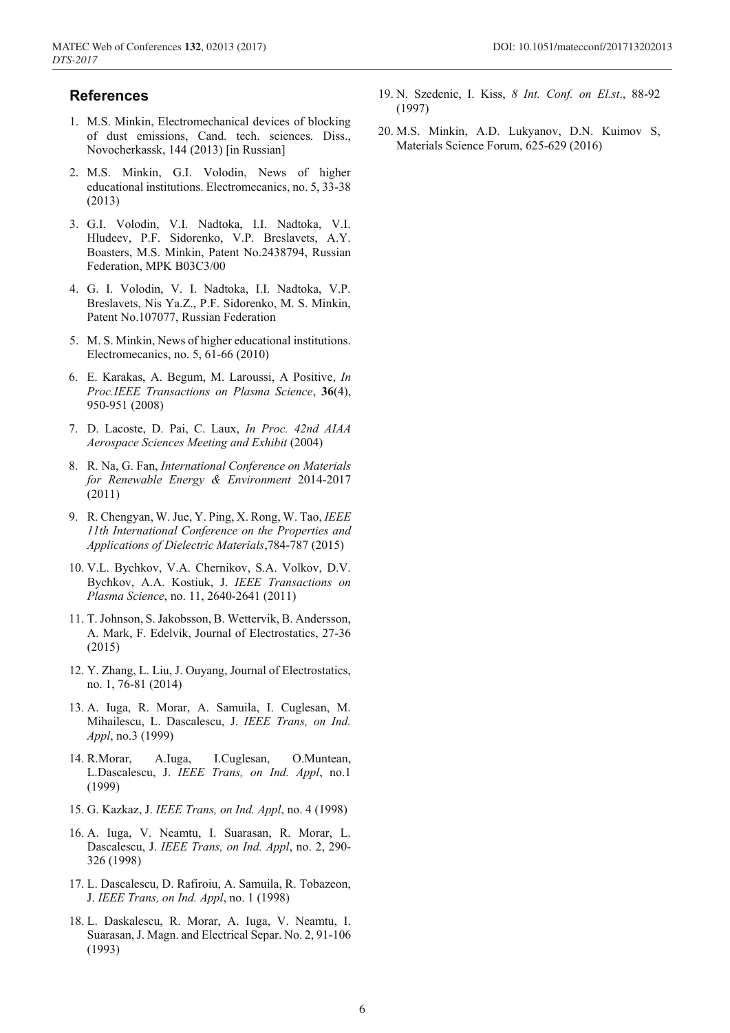## References

1. M.S. Minkin, Electromechanical devices of blocking of dust emissions, Cand. tech. sciences. Diss., Novocherkassk, 144 (2013) [in Russian]
2. M.S. Minkin, G.I. Volodin, News of higher educational institutions. Electromecanics, no. 5, 33-38 (2013)
3. G.I. Volodin, V.I. Nadtoka, I.I. Nadtoka, V.I. Hludeev, P.F. Sidorenko, V.P. Breslavets, A.Y. Boasters, M.S. Minkin, Patent No.2438794, Russian Federation, MPK B03C3/00
4. G. I. Volodin, V. I. Nadtoka, I.I. Nadtoka, V.P. Breslavets, Nis Ya.Z., P.F. Sidorenko, M. S. Minkin, Patent No.107077, Russian Federation
5. M. S. Minkin, News of higher educational institutions. Electromecanics, no. 5, 61-66 (2010)
6. E. Karakas, A. Begum, M. Laroussi, A Positive, *In Proc.IEEE Transactions on Plasma Science*, **36**(4), 950-951 (2008)
7. D. Lacoste, D. Pai, C. Laux, *In Proc. 42nd AIAA Aerospace Sciences Meeting and Exhibit* (2004)
8. R. Na, G. Fan, *International Conference on Materials for Renewable Energy & Environment* 2014-2017 (2011)
9. R. Chengyan, W. Jue, Y. Ping, X. Rong, W. Tao, *IEEE 11th International Conference on the Properties and Applications of Dielectric Materials*,784-787 (2015)
10. V.L. Bychkov, V.A. Chernikov, S.A. Volkov, D.V. Bychkov, A.A. Kostiuk, J. *IEEE Transactions on Plasma Science*, no. 11, 2640-2641 (2011)
11. T. Johnson, S. Jakobsson, B. Wettervik, B. Andersson, A. Mark, F. Edelvik, Journal of Electrostatics, 27-36 (2015)
12. Y. Zhang, L. Liu, J. Ouyang, Journal of Electrostatics, no. 1, 76-81 (2014)
13. A. Iuga, R. Morar, A. Samuila, I. Cuglesan, M. Mihailescu, L. Dascalescu, J. *IEEE Trans, on Ind. Appl*, no.3 (1999)
14. R.Morar, A.Iuga, I.Cuglesan, O.Muntean, L.Dascalescu, J. *IEEE Trans, on Ind. Appl*, no.1 (1999)
15. G. Kazkaz, J. *IEEE Trans, on Ind. Appl*, no. 4 (1998)
16. A. Iuga, V. Neamtu, I. Suarasan, R. Morar, L. Dascalescu, J. *IEEE Trans, on Ind. Appl*, no. 2, 290-326 (1998)
17. L. Dascalescu, D. Rafiroiu, A. Samuila, R. Tobazeon, J. *IEEE Trans, on Ind. Appl*, no. 1 (1998)
18. L. Daskalescu, R. Morar, A. Iuga, V. Neamtu, I. Suarasan, J. Magn. and Electrical Separ. No. 2, 91-106 (1993)
19. N. Szedenic, I. Kiss, *8 Int. Conf. on El.st*., 88-92 (1997)
20. M.S. Minkin, A.D. Lukyanov, D.N. Kuimov S, Materials Science Forum, 625-629 (2016)